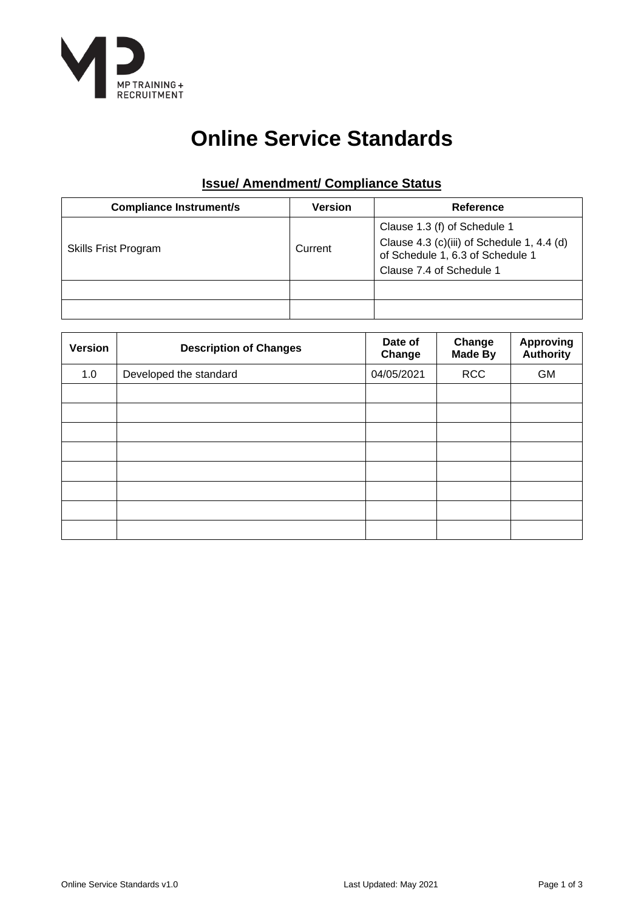MP TRAINING + RECRUITMENT

# Online Service Standards

## Issue/ Amendment/ Compliance Status

| Compliance Instrument/s | Version | Reference |
|---|---|---|
| Skills Frist Program | Current | Clause 1.3 (f) of Schedule 1<br>Clause 4.3 (c)(iii) of Schedule 1, 4.4 (d) of Schedule 1, 6.3 of Schedule 1<br>Clause 7.4 of Schedule 1 |
| | | |
| | | |

| Version | Description of Changes | Date of Change | Change Made By | Approving Authority |
|---|---|---|---|---|
| 1.0 | Developed the standard | 04/05/2021 | RCC | GM |
| | | | | |
| | | | | |
| | | | | |
| | | | | |
| | | | | |
| | | | | |
| | | | | |
| | | | | |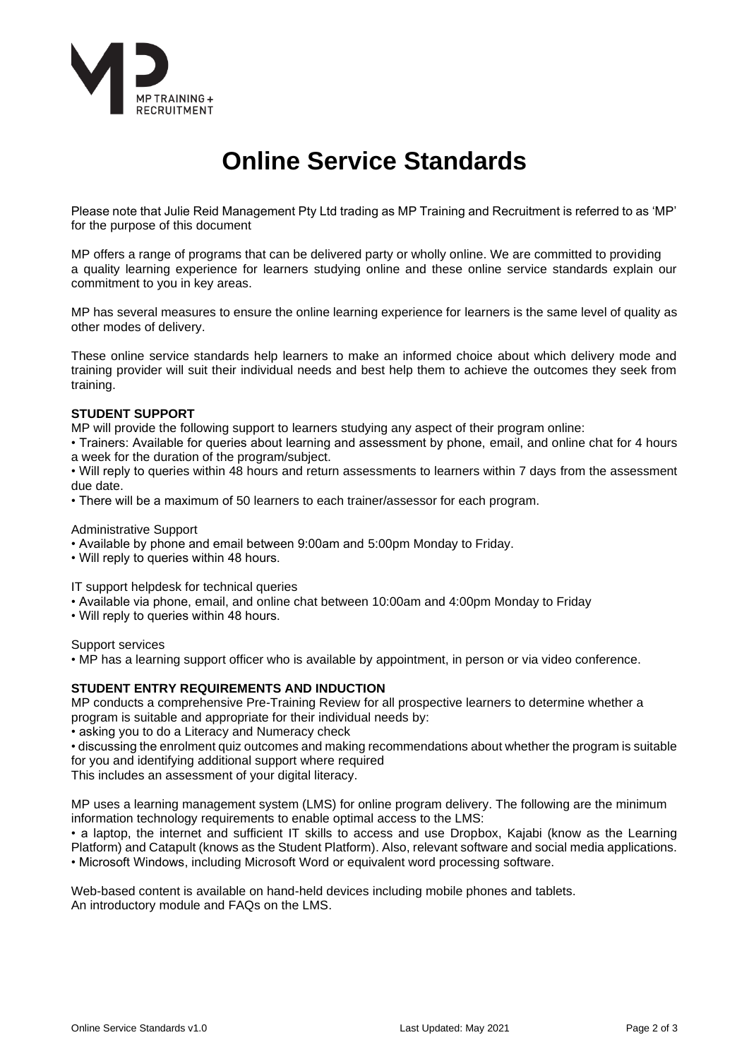# Online Service Standards

Please note that Julie Reid Management Pty Ltd trading as MP Training and Recruitment is referred to as 'MP' for the purpose of this document

MP offers a range of programs that can be delivered party or wholly online. We are committed to providing a quality learning experience for learners studying online and these online service standards explain our commitment to you in key areas.

MP has several measures to ensure the online learning experience for learners is the same level of quality as other modes of delivery.

These online service standards help learners to make an informed choice about which delivery mode and training provider will suit their individual needs and best help them to achieve the outcomes they seek from training.

**STUDENT SUPPORT**

MP will provide the following support to learners studying any aspect of their program online:

- Trainers: Available for queries about learning and assessment by phone, email, and online chat for 4 hours a week for the duration of the program/subject.
- Will reply to queries within 48 hours and return assessments to learners within 7 days from the assessment due date.
- There will be a maximum of 50 learners to each trainer/assessor for each program.

Administrative Support

- Available by phone and email between 9:00am and 5:00pm Monday to Friday.
- Will reply to queries within 48 hours.

IT support helpdesk for technical queries

- Available via phone, email, and online chat between 10:00am and 4:00pm Monday to Friday
- Will reply to queries within 48 hours.

Support services

- MP has a learning support officer who is available by appointment, in person or via video conference.

**STUDENT ENTRY REQUIREMENTS AND INDUCTION**

MP conducts a comprehensive Pre-Training Review for all prospective learners to determine whether a program is suitable and appropriate for their individual needs by:

- asking you to do a Literacy and Numeracy check
- discussing the enrolment quiz outcomes and making recommendations about whether the program is suitable for you and identifying additional support where required

This includes an assessment of your digital literacy.

MP uses a learning management system (LMS) for online program delivery. The following are the minimum information technology requirements to enable optimal access to the LMS:

- a laptop, the internet and sufficient IT skills to access and use Dropbox, Kajabi (know as the Learning Platform) and Catapult (knows as the Student Platform). Also, relevant software and social media applications.
- Microsoft Windows, including Microsoft Word or equivalent word processing software.

Web-based content is available on hand-held devices including mobile phones and tablets.
An introductory module and FAQs on the LMS.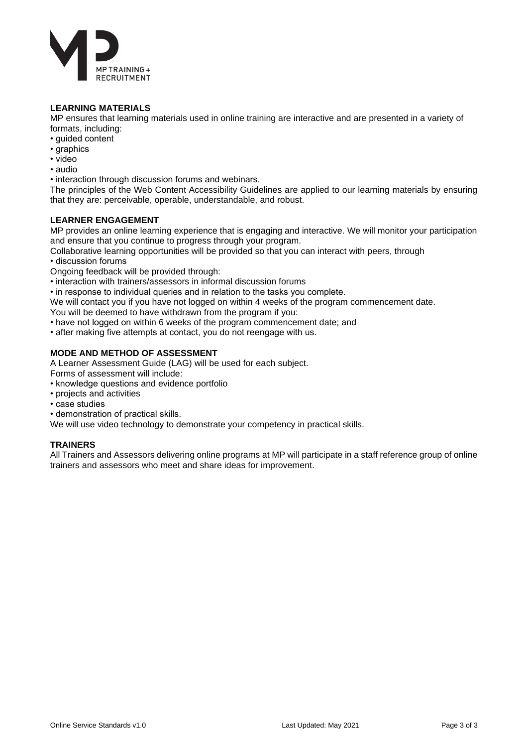## LEARNING MATERIALS

MP ensures that learning materials used in online training are interactive and are presented in a variety of formats, including:

- guided content
- graphics
- video
- audio
- interaction through discussion forums and webinars.

The principles of the Web Content Accessibility Guidelines are applied to our learning materials by ensuring that they are: perceivable, operable, understandable, and robust.

## LEARNER ENGAGEMENT

MP provides an online learning experience that is engaging and interactive. We will monitor your participation and ensure that you continue to progress through your program.

Collaborative learning opportunities will be provided so that you can interact with peers, through

- discussion forums

Ongoing feedback will be provided through:

- interaction with trainers/assessors in informal discussion forums
- in response to individual queries and in relation to the tasks you complete.

We will contact you if you have not logged on within 4 weeks of the program commencement date.

You will be deemed to have withdrawn from the program if you:

- have not logged on within 6 weeks of the program commencement date; and
- after making five attempts at contact, you do not reengage with us.

## MODE AND METHOD OF ASSESSMENT

A Learner Assessment Guide (LAG) will be used for each subject.

Forms of assessment will include:

- knowledge questions and evidence portfolio
- projects and activities
- case studies
- demonstration of practical skills.

We will use video technology to demonstrate your competency in practical skills.

## TRAINERS

All Trainers and Assessors delivering online programs at MP will participate in a staff reference group of online trainers and assessors who meet and share ideas for improvement.